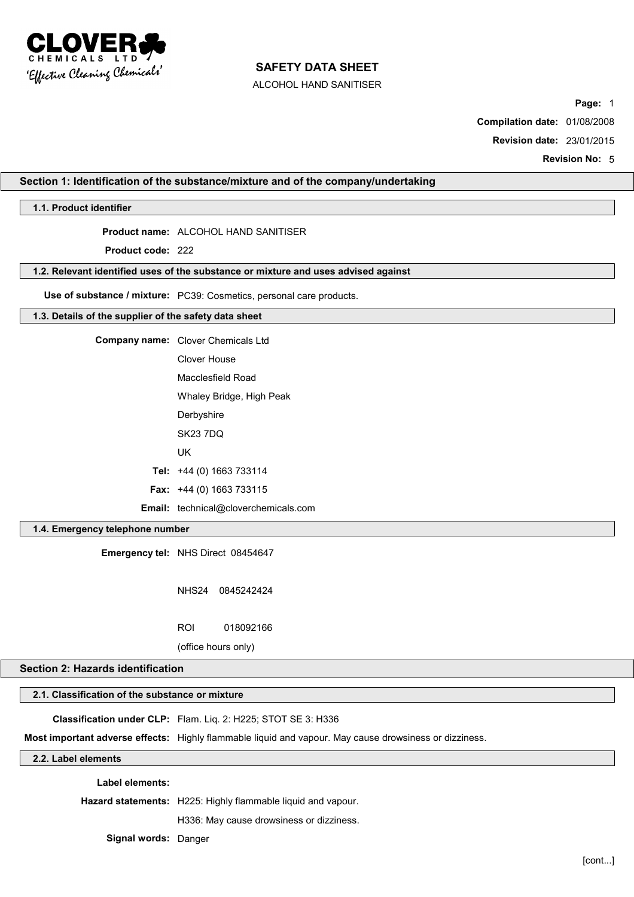# SAFETY DATA SHEET

ALCOHOL HAND SANITISER

**Page:** 1

**Compilation date:** 01/08/2008

**Revision date:** 23/01/2015

**Revision No:** 5

## Section 1: Identification of the substance/mixture and of the company/undertaking

### 1.1. Product identifier

**Product name:** ALCOHOL HAND SANITISER

**Product code:** 222

### 1.2. Relevant identified uses of the substance or mixture and uses advised against

**Use of substance / mixture:** PC39: Cosmetics, personal care products.

### 1.3. Details of the supplier of the safety data sheet

**Company name:** Clover Chemicals Ltd

Clover House

Macclesfield Road

Whaley Bridge, High Peak

Derbyshire

SK23 7DQ

UK

**Tel:** +44 (0) 1663 733114

**Fax:** +44 (0) 1663 733115

**Email:** technical@cloverchemicals.com

### 1.4. Emergency telephone number

**Emergency tel:** NHS Direct 08454647

NHS24 0845242424

ROI 018092166

(office hours only)

## Section 2: Hazards identification

### 2.1. Classification of the substance or mixture

**Classification under CLP:** Flam. Liq. 2: H225; STOT SE 3: H336

**Most important adverse effects:** Highly flammable liquid and vapour. May cause drowsiness or dizziness.

### 2.2. Label elements

**Label elements:**

**Hazard statements:** H225: Highly flammable liquid and vapour.

H336: May cause drowsiness or dizziness.

**Signal words:** Danger

[cont...]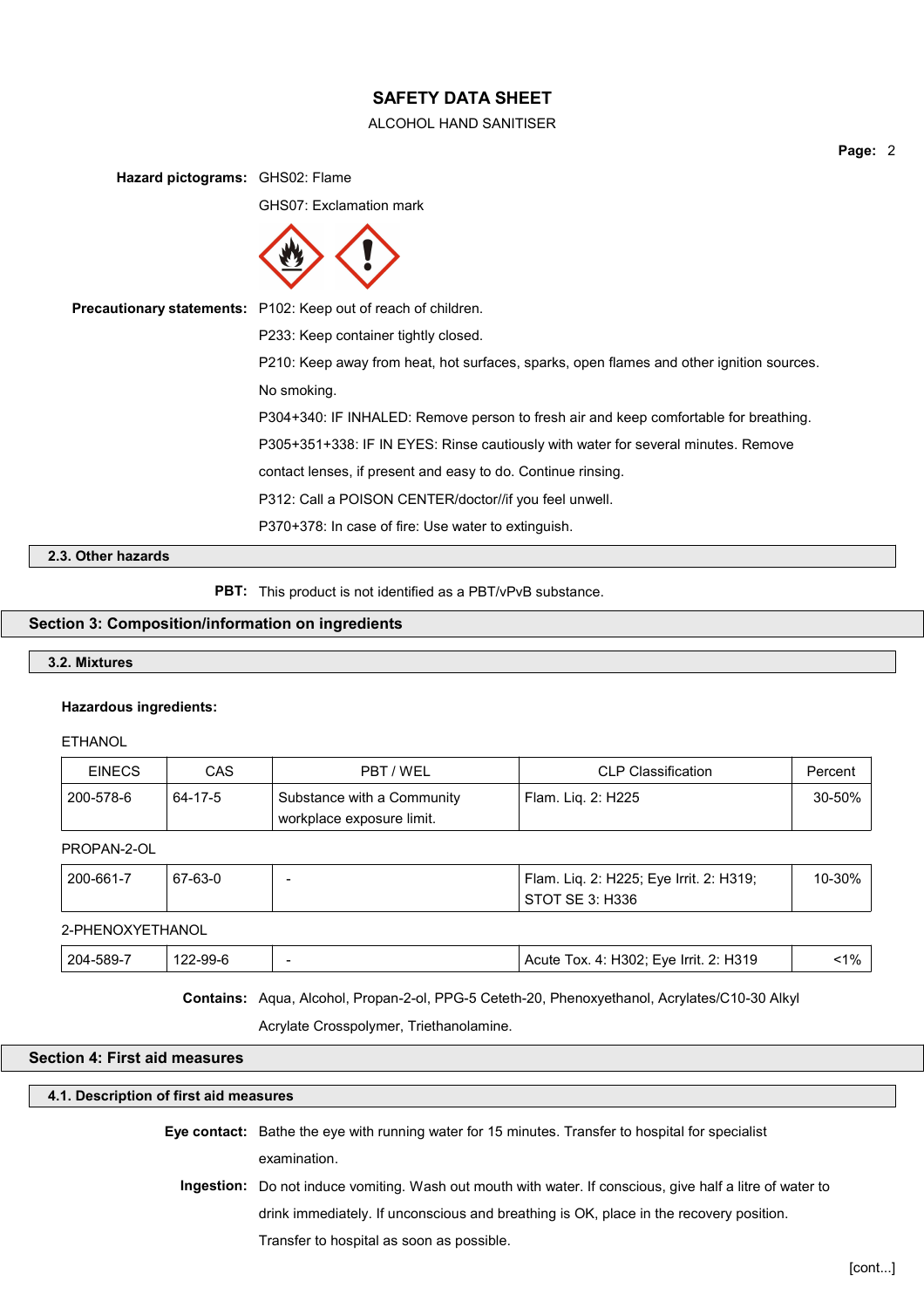**Hazard pictograms:** GHS02: Flame

GHS07: Exclamation mark

**Precautionary statements:** P102: Keep out of reach of children.

P233: Keep container tightly closed.

P210: Keep away from heat, hot surfaces, sparks, open flames and other ignition sources. No smoking.

P304+340: IF INHALED: Remove person to fresh air and keep comfortable for breathing.

P305+351+338: IF IN EYES: Rinse cautiously with water for several minutes. Remove contact lenses, if present and easy to do. Continue rinsing.

P312: Call a POISON CENTER/doctor//if you feel unwell.

P370+378: In case of fire: Use water to extinguish.

### 2.3. Other hazards

**PBT:** This product is not identified as a PBT/vPvB substance.

## Section 3: Composition/information on ingredients

### 3.2. Mixtures

**Hazardous ingredients:**

ETHANOL

| EINECS | CAS | PBT / WEL | CLP Classification | Percent |
|---|---|---|---|---|
| 200-578-6 | 64-17-5 | Substance with a Community workplace exposure limit. | Flam. Liq. 2: H225 | 30-50% |

PROPAN-2-OL

| EINECS | CAS | PBT / WEL | CLP Classification | Percent |
|---|---|---|---|---|
| 200-661-7 | 67-63-0 | - | Flam. Liq. 2: H225; Eye Irrit. 2: H319; STOT SE 3: H336 | 10-30% |

2-PHENOXYETHANOL

| EINECS | CAS | PBT / WEL | CLP Classification | Percent |
|---|---|---|---|---|
| 204-589-7 | 122-99-6 | - | Acute Tox. 4: H302; Eye Irrit. 2: H319 | <1% |

**Contains:** Aqua, Alcohol, Propan-2-ol, PPG-5 Ceteth-20, Phenoxyethanol, Acrylates/C10-30 Alkyl Acrylate Crosspolymer, Triethanolamine.

## Section 4: First aid measures

### 4.1. Description of first aid measures

**Eye contact:** Bathe the eye with running water for 15 minutes. Transfer to hospital for specialist examination.

**Ingestion:** Do not induce vomiting. Wash out mouth with water. If conscious, give half a litre of water to drink immediately. If unconscious and breathing is OK, place in the recovery position. Transfer to hospital as soon as possible.

[cont...]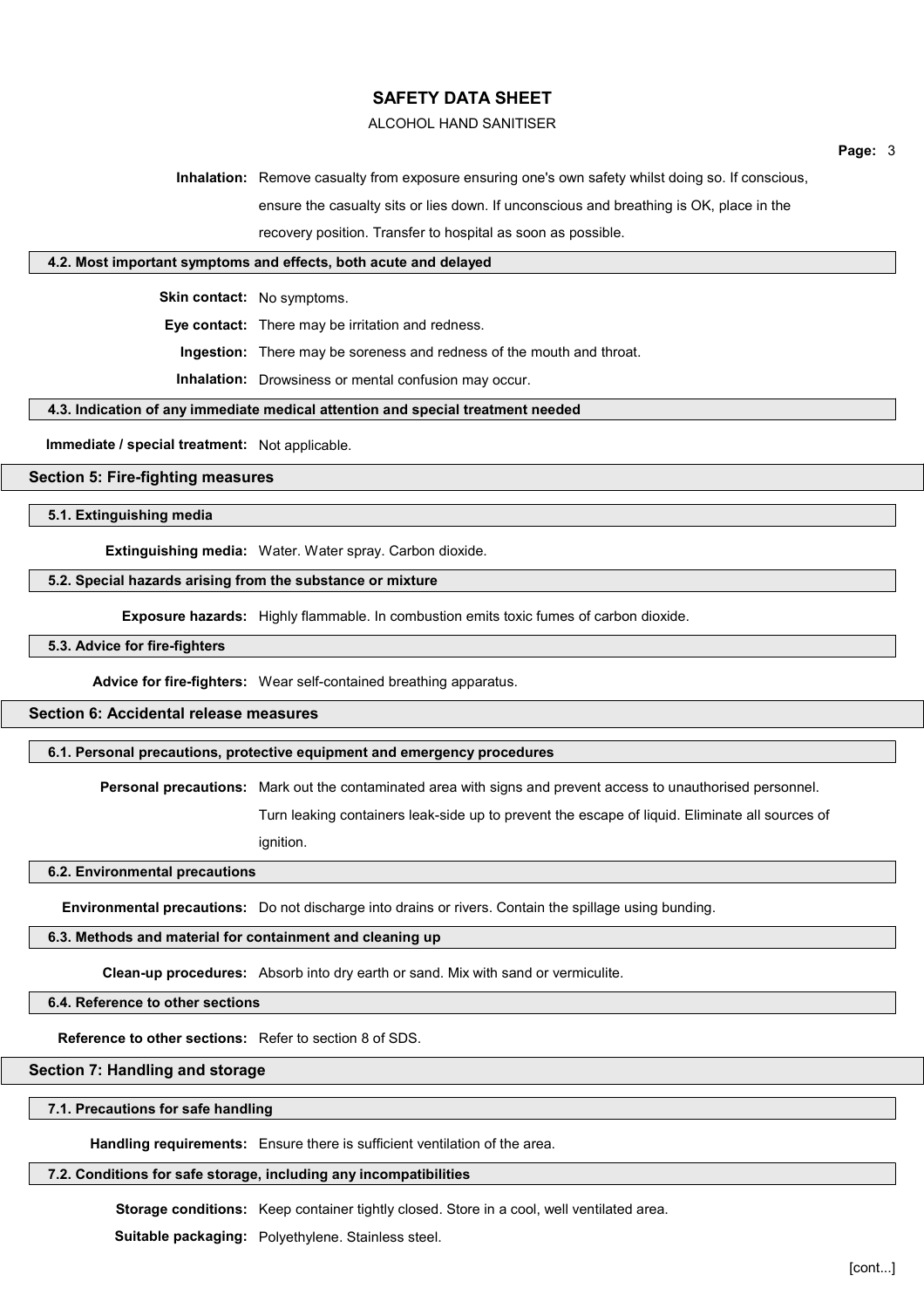**Inhalation:** Remove casualty from exposure ensuring one's own safety whilst doing so. If conscious, ensure the casualty sits or lies down. If unconscious and breathing is OK, place in the recovery position. Transfer to hospital as soon as possible.

### 4.2. Most important symptoms and effects, both acute and delayed

**Skin contact:** No symptoms.

**Eye contact:** There may be irritation and redness.

**Ingestion:** There may be soreness and redness of the mouth and throat.

**Inhalation:** Drowsiness or mental confusion may occur.

### 4.3. Indication of any immediate medical attention and special treatment needed

**Immediate / special treatment:** Not applicable.

## Section 5: Fire-fighting measures

### 5.1. Extinguishing media

**Extinguishing media:** Water. Water spray. Carbon dioxide.

### 5.2. Special hazards arising from the substance or mixture

**Exposure hazards:** Highly flammable. In combustion emits toxic fumes of carbon dioxide.

### 5.3. Advice for fire-fighters

**Advice for fire-fighters:** Wear self-contained breathing apparatus.

## Section 6: Accidental release measures

### 6.1. Personal precautions, protective equipment and emergency procedures

**Personal precautions:** Mark out the contaminated area with signs and prevent access to unauthorised personnel. Turn leaking containers leak-side up to prevent the escape of liquid. Eliminate all sources of ignition.

### 6.2. Environmental precautions

**Environmental precautions:** Do not discharge into drains or rivers. Contain the spillage using bunding.

### 6.3. Methods and material for containment and cleaning up

**Clean-up procedures:** Absorb into dry earth or sand. Mix with sand or vermiculite.

### 6.4. Reference to other sections

**Reference to other sections:** Refer to section 8 of SDS.

## Section 7: Handling and storage

### 7.1. Precautions for safe handling

**Handling requirements:** Ensure there is sufficient ventilation of the area.

### 7.2. Conditions for safe storage, including any incompatibilities

**Storage conditions:** Keep container tightly closed. Store in a cool, well ventilated area.

**Suitable packaging:** Polyethylene. Stainless steel.

[cont...]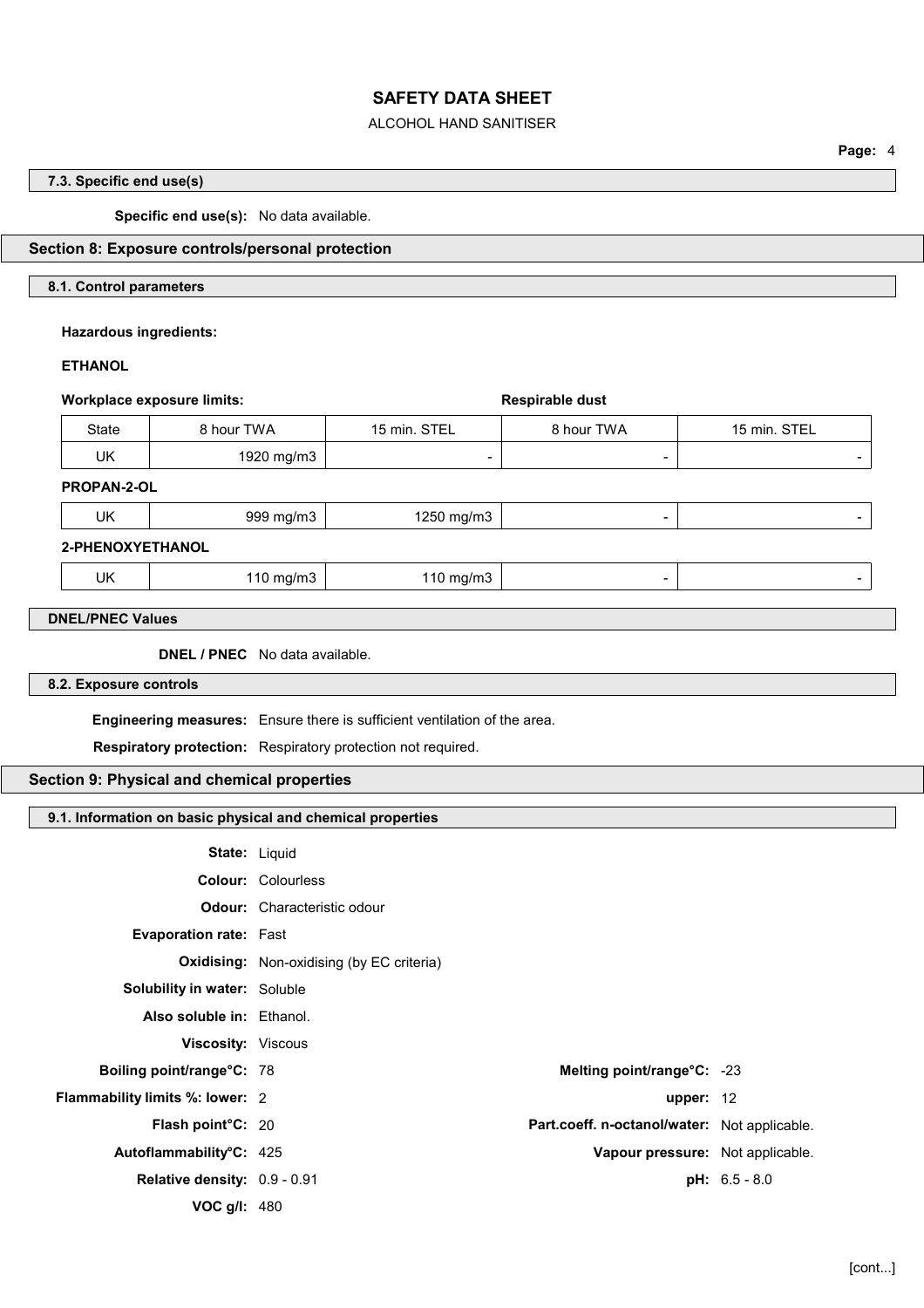### 7.3. Specific end use(s)

**Specific end use(s):** No data available.

## Section 8: Exposure controls/personal protection

### 8.1. Control parameters

**Hazardous ingredients:**

**ETHANOL**

| Workplace exposure limits: | | | Respirable dust | |
|---|---|---|---|---|
| State | 8 hour TWA | 15 min. STEL | 8 hour TWA | 15 min. STEL |
| UK | 1920 mg/m3 | - | - | - |
| **PROPAN-2-OL** | | | | |
| UK | 999 mg/m3 | 1250 mg/m3 | - | - |
| **2-PHENOXYETHANOL** | | | | |
| UK | 110 mg/m3 | 110 mg/m3 | - | - |

### DNEL/PNEC Values

**DNEL / PNEC** No data available.

### 8.2. Exposure controls

**Engineering measures:** Ensure there is sufficient ventilation of the area.

**Respiratory protection:** Respiratory protection not required.

## Section 9: Physical and chemical properties

### 9.1. Information on basic physical and chemical properties

**State:** Liquid

**Colour:** Colourless

**Odour:** Characteristic odour

**Evaporation rate:** Fast

**Oxidising:** Non-oxidising (by EC criteria)

**Solubility in water:** Soluble

**Also soluble in:** Ethanol.

**Viscosity:** Viscous

**Boiling point/range°C:** 78

**Melting point/range°C:** -23

**Flammability limits %: lower:** 2

**upper:** 12

**Flash point°C:** 20

**Part.coeff. n-octanol/water:** Not applicable.

**Autoflammability°C:** 425

**Vapour pressure:** Not applicable.

**Relative density:** 0.9 - 0.91

**pH:** 6.5 - 8.0

**VOC g/l:** 480

[cont...]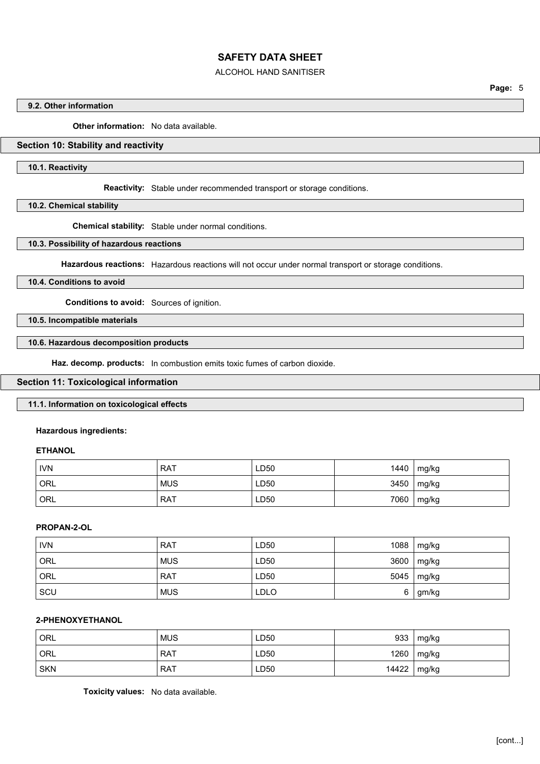### 9.2. Other information

**Other information:** No data available.

## Section 10: Stability and reactivity

### 10.1. Reactivity

**Reactivity:** Stable under recommended transport or storage conditions.

### 10.2. Chemical stability

**Chemical stability:** Stable under normal conditions.

### 10.3. Possibility of hazardous reactions

**Hazardous reactions:** Hazardous reactions will not occur under normal transport or storage conditions.

### 10.4. Conditions to avoid

**Conditions to avoid:** Sources of ignition.

### 10.5. Incompatible materials

### 10.6. Hazardous decomposition products

**Haz. decomp. products:** In combustion emits toxic fumes of carbon dioxide.

## Section 11: Toxicological information

### 11.1. Information on toxicological effects

**Hazardous ingredients:**

**ETHANOL**

| | | | | |
|---|---|---|---|---|
| IVN | RAT | LD50 | 1440 | mg/kg |
| ORL | MUS | LD50 | 3450 | mg/kg |
| ORL | RAT | LD50 | 7060 | mg/kg |

**PROPAN-2-OL**

| | | | | |
|---|---|---|---|---|
| IVN | RAT | LD50 | 1088 | mg/kg |
| ORL | MUS | LD50 | 3600 | mg/kg |
| ORL | RAT | LD50 | 5045 | mg/kg |
| SCU | MUS | LDLO | 6 | gm/kg |

**2-PHENOXYETHANOL**

| | | | | |
|---|---|---|---|---|
| ORL | MUS | LD50 | 933 | mg/kg |
| ORL | RAT | LD50 | 1260 | mg/kg |
| SKN | RAT | LD50 | 14422 | mg/kg |

**Toxicity values:** No data available.

[cont...]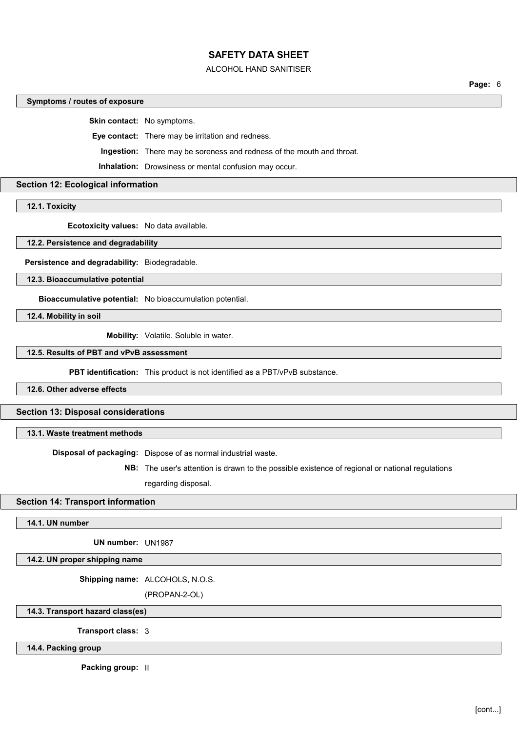#### Symptoms / routes of exposure

**Skin contact:** No symptoms.

**Eye contact:** There may be irritation and redness.

**Ingestion:** There may be soreness and redness of the mouth and throat.

**Inhalation:** Drowsiness or mental confusion may occur.

## Section 12: Ecological information

#### 12.1. Toxicity

**Ecotoxicity values:** No data available.

#### 12.2. Persistence and degradability

**Persistence and degradability:** Biodegradable.

#### 12.3. Bioaccumulative potential

**Bioaccumulative potential:** No bioaccumulation potential.

#### 12.4. Mobility in soil

**Mobility:** Volatile. Soluble in water.

#### 12.5. Results of PBT and vPvB assessment

**PBT identification:** This product is not identified as a PBT/vPvB substance.

#### 12.6. Other adverse effects

## Section 13: Disposal considerations

#### 13.1. Waste treatment methods

**Disposal of packaging:** Dispose of as normal industrial waste.

**NB:** The user's attention is drawn to the possible existence of regional or national regulations regarding disposal.

## Section 14: Transport information

#### 14.1. UN number

**UN number:** UN1987

#### 14.2. UN proper shipping name

**Shipping name:** ALCOHOLS, N.O.S. (PROPAN-2-OL)

#### 14.3. Transport hazard class(es)

**Transport class:** 3

#### 14.4. Packing group

**Packing group:** II

[cont...]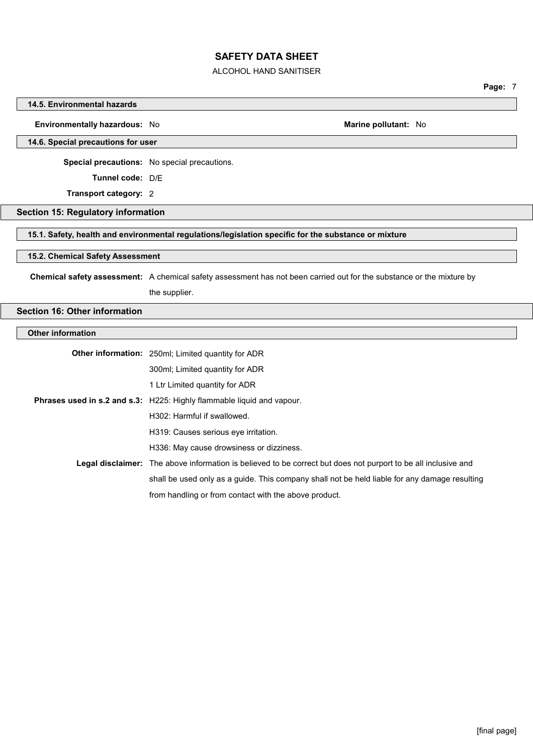### 14.5. Environmental hazards

**Environmentally hazardous:** No **Marine pollutant:** No

### 14.6. Special precautions for user

**Special precautions:** No special precautions.

**Tunnel code:** D/E

**Transport category:** 2

## Section 15: Regulatory information

### 15.1. Safety, health and environmental regulations/legislation specific for the substance or mixture

### 15.2. Chemical Safety Assessment

**Chemical safety assessment:** A chemical safety assessment has not been carried out for the substance or the mixture by the supplier.

## Section 16: Other information

### Other information

**Other information:** 250ml; Limited quantity for ADR

300ml; Limited quantity for ADR

1 Ltr Limited quantity for ADR

**Phrases used in s.2 and s.3:** H225: Highly flammable liquid and vapour.

H302: Harmful if swallowed.

H319: Causes serious eye irritation.

H336: May cause drowsiness or dizziness.

**Legal disclaimer:** The above information is believed to be correct but does not purport to be all inclusive and shall be used only as a guide. This company shall not be held liable for any damage resulting from handling or from contact with the above product.

[final page]